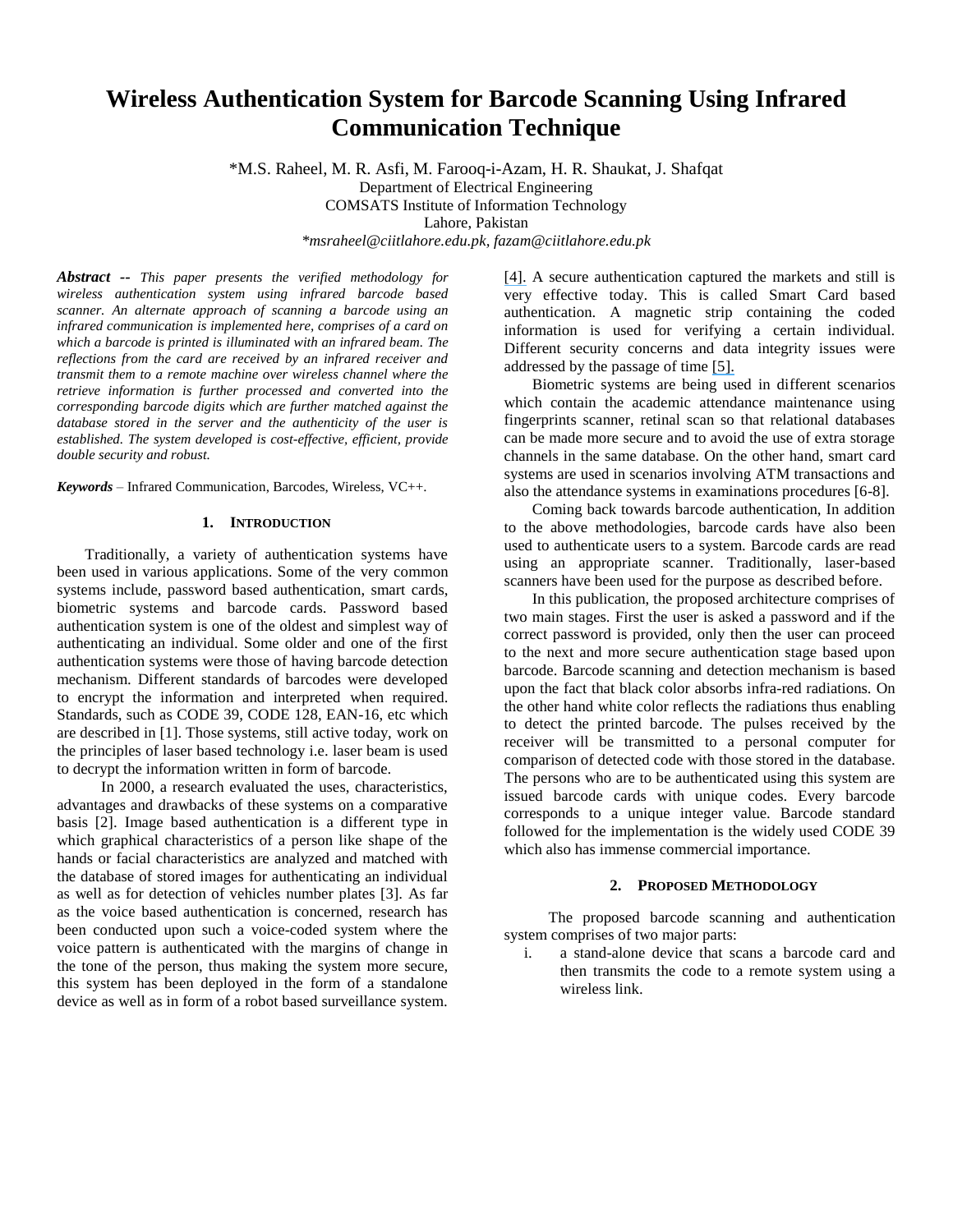# Wireless Authentication System for Barcode Scanning Using Infrared Communication Technique

*M.S. Raheel, M. R. Asfi, M. Farooq-i-Azam, H. R. Shaukat, J. Shafqat

Department of Electrical Engineering

COMSATS Institute of Information Technology

Lahore, Pakistan

*\*msraheel@ciitlahore.edu.pk, fazam@ciitlahore.edu.pk*

***Abstract --*** *This paper presents the verified methodology for wireless authentication system using infrared barcode based scanner. An alternate approach of scanning a barcode using an infrared communication is implemented here, comprises of a card on which a barcode is printed is illuminated with an infrared beam. The reflections from the card are received by an infrared receiver and transmit them to a remote machine over wireless channel where the retrieve information is further processed and converted into the corresponding barcode digits which are further matched against the database stored in the server and the authenticity of the user is established. The system developed is cost-effective, efficient, provide double security and robust.*

***Keywords*** – Infrared Communication, Barcodes, Wireless, VC++.

## 1. Introduction

Traditionally, a variety of authentication systems have been used in various applications. Some of the very common systems include, password based authentication, smart cards, biometric systems and barcode cards. Password based authentication system is one of the oldest and simplest way of authenticating an individual. Some older and one of the first authentication systems were those of having barcode detection mechanism. Different standards of barcodes were developed to encrypt the information and interpreted when required. Standards, such as CODE 39, CODE 128, EAN-16, etc which are described in [1]. Those systems, still active today, work on the principles of laser based technology i.e. laser beam is used to decrypt the information written in form of barcode.

In 2000, a research evaluated the uses, characteristics, advantages and drawbacks of these systems on a comparative basis [2]. Image based authentication is a different type in which graphical characteristics of a person like shape of the hands or facial characteristics are analyzed and matched with the database of stored images for authenticating an individual as well as for detection of vehicles number plates [3]. As far as the voice based authentication is concerned, research has been conducted upon such a voice-coded system where the voice pattern is authenticated with the margins of change in the tone of the person, thus making the system more secure, this system has been deployed in the form of a standalone device as well as in form of a robot based surveillance system. [4]. A secure authentication captured the markets and still is very effective today. This is called Smart Card based authentication. A magnetic strip containing the coded information is used for verifying a certain individual. Different security concerns and data integrity issues were addressed by the passage of time [5].

Biometric systems are being used in different scenarios which contain the academic attendance maintenance using fingerprints scanner, retinal scan so that relational databases can be made more secure and to avoid the use of extra storage channels in the same database. On the other hand, smart card systems are used in scenarios involving ATM transactions and also the attendance systems in examinations procedures [6-8].

Coming back towards barcode authentication, In addition to the above methodologies, barcode cards have also been used to authenticate users to a system. Barcode cards are read using an appropriate scanner. Traditionally, laser-based scanners have been used for the purpose as described before.

In this publication, the proposed architecture comprises of two main stages. First the user is asked a password and if the correct password is provided, only then the user can proceed to the next and more secure authentication stage based upon barcode. Barcode scanning and detection mechanism is based upon the fact that black color absorbs infra-red radiations. On the other hand white color reflects the radiations thus enabling to detect the printed barcode. The pulses received by the receiver will be transmitted to a personal computer for comparison of detected code with those stored in the database. The persons who are to be authenticated using this system are issued barcode cards with unique codes. Every barcode corresponds to a unique integer value. Barcode standard followed for the implementation is the widely used CODE 39 which also has immense commercial importance.

## 2. Proposed Methodology

The proposed barcode scanning and authentication system comprises of two major parts:

i. a stand-alone device that scans a barcode card and then transmits the code to a remote system using a wireless link.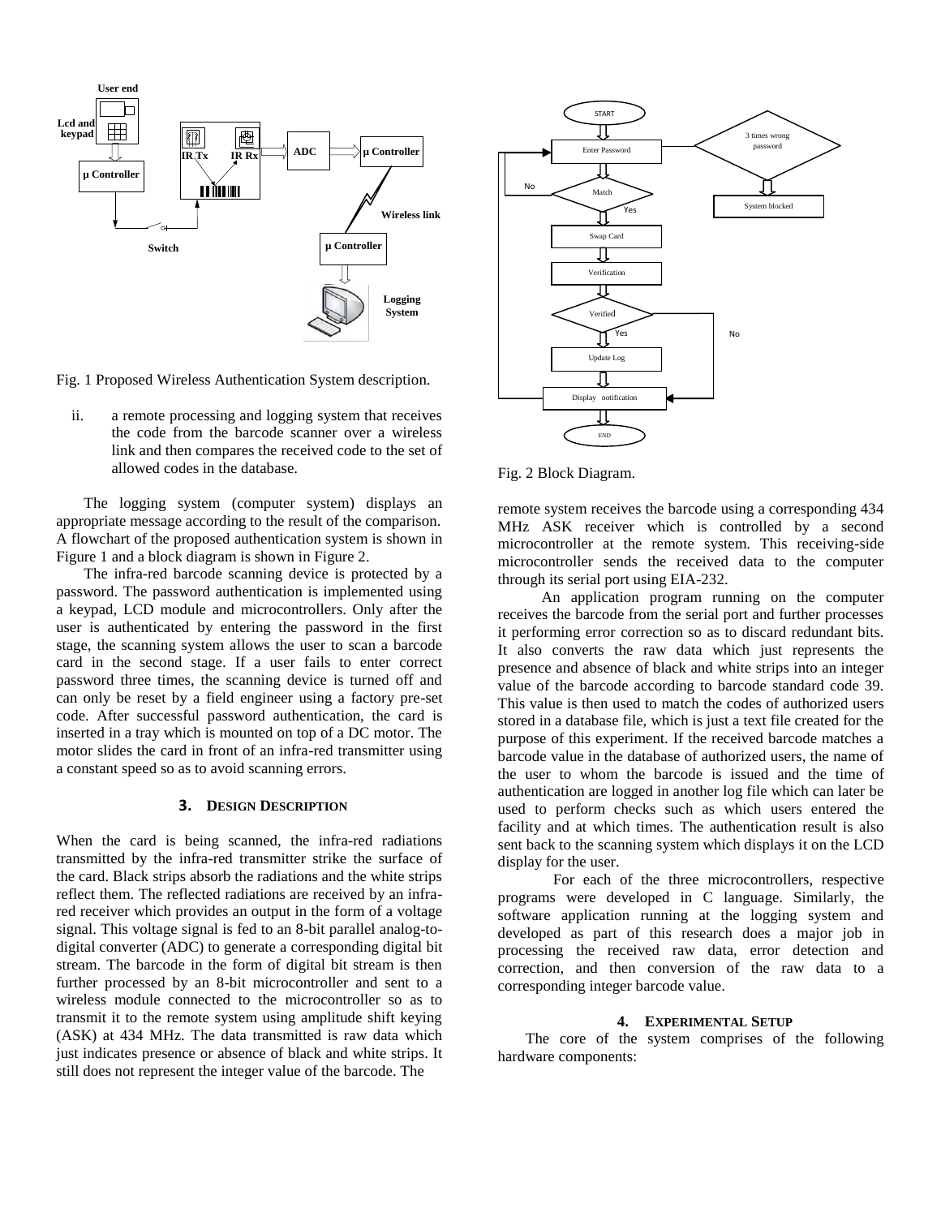Fig. 1 Proposed Wireless Authentication System description.

ii. a remote processing and logging system that receives the code from the barcode scanner over a wireless link and then compares the received code to the set of allowed codes in the database.

The logging system (computer system) displays an appropriate message according to the result of the comparison. A flowchart of the proposed authentication system is shown in Figure 1 and a block diagram is shown in Figure 2.

The infra-red barcode scanning device is protected by a password. The password authentication is implemented using a keypad, LCD module and microcontrollers. Only after the user is authenticated by entering the password in the first stage, the scanning system allows the user to scan a barcode card in the second stage. If a user fails to enter correct password three times, the scanning device is turned off and can only be reset by a field engineer using a factory pre-set code. After successful password authentication, the card is inserted in a tray which is mounted on top of a DC motor. The motor slides the card in front of an infra-red transmitter using a constant speed so as to avoid scanning errors.

## 3. Design Description

When the card is being scanned, the infra-red radiations transmitted by the infra-red transmitter strike the surface of the card. Black strips absorb the radiations and the white strips reflect them. The reflected radiations are received by an infra-red receiver which provides an output in the form of a voltage signal. This voltage signal is fed to an 8-bit parallel analog-to-digital converter (ADC) to generate a corresponding digital bit stream. The barcode in the form of digital bit stream is then further processed by an 8-bit microcontroller and sent to a wireless module connected to the microcontroller so as to transmit it to the remote system using amplitude shift keying (ASK) at 434 MHz. The data transmitted is raw data which just indicates presence or absence of black and white strips. It still does not represent the integer value of the barcode. The remote system receives the barcode using a corresponding 434 MHz ASK receiver which is controlled by a second microcontroller at the remote system. This receiving-side microcontroller sends the received data to the computer through its serial port using EIA-232.

An application program running on the computer receives the barcode from the serial port and further processes it performing error correction so as to discard redundant bits. It also converts the raw data which just represents the presence and absence of black and white strips into an integer value of the barcode according to barcode standard code 39. This value is then used to match the codes of authorized users stored in a database file, which is just a text file created for the purpose of this experiment. If the received barcode matches a barcode value in the database of authorized users, the name of the user to whom the barcode is issued and the time of authentication are logged in another log file which can later be used to perform checks such as which users entered the facility and at which times. The authentication result is also sent back to the scanning system which displays it on the LCD display for the user.

For each of the three microcontrollers, respective programs were developed in C language. Similarly, the software application running at the logging system and developed as part of this research does a major job in processing the received raw data, error detection and correction, and then conversion of the raw data to a corresponding integer barcode value.

Fig. 2 Block Diagram.

## 4. Experimental Setup

The core of the system comprises of the following hardware components: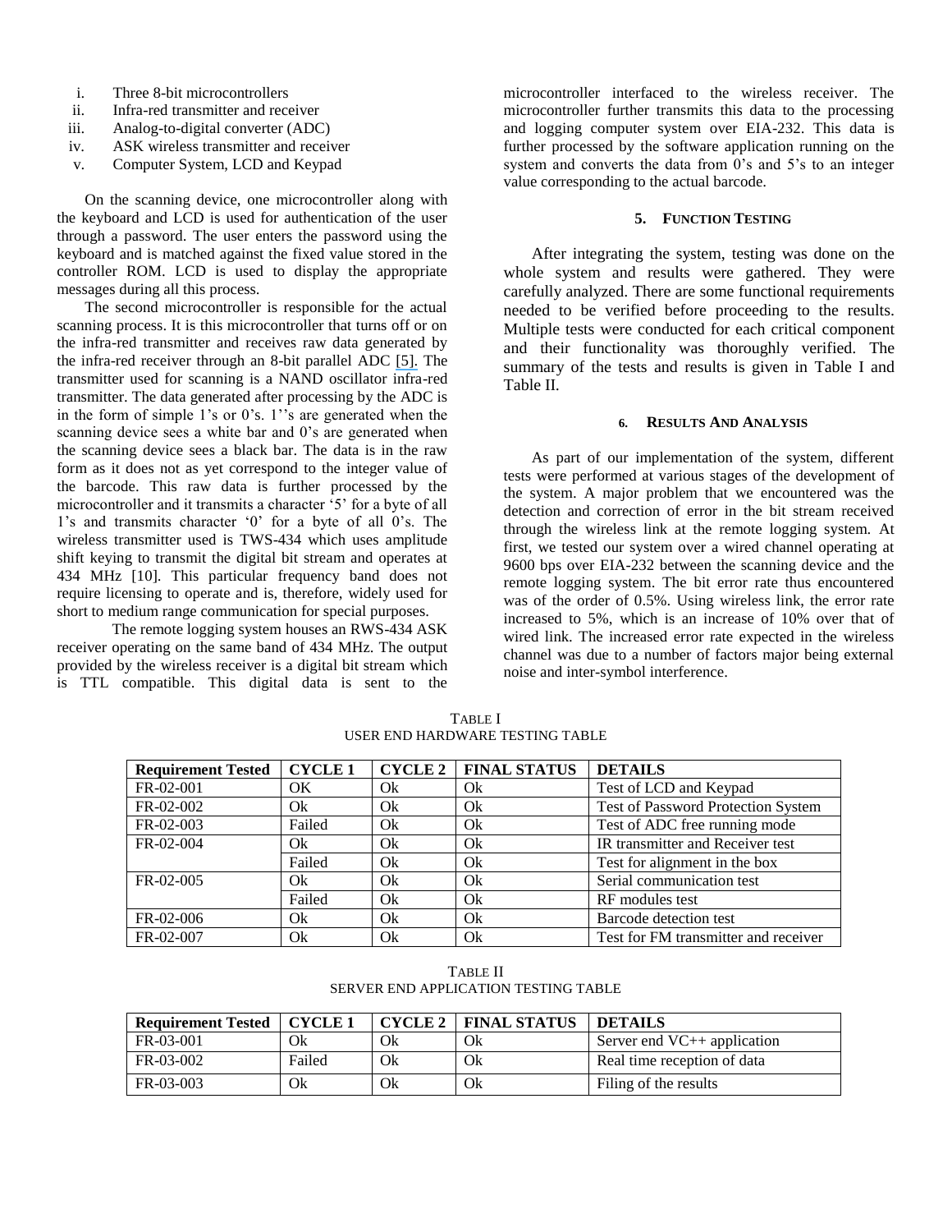i. Three 8-bit microcontrollers
ii. Infra-red transmitter and receiver
iii. Analog-to-digital converter (ADC)
iv. ASK wireless transmitter and receiver
v. Computer System, LCD and Keypad

On the scanning device, one microcontroller along with the keyboard and LCD is used for authentication of the user through a password. The user enters the password using the keyboard and is matched against the fixed value stored in the controller ROM. LCD is used to display the appropriate messages during all this process.

The second microcontroller is responsible for the actual scanning process. It is this microcontroller that turns off or on the infra-red transmitter and receives raw data generated by the infra-red receiver through an 8-bit parallel ADC [5]. The transmitter used for scanning is a NAND oscillator infra-red transmitter. The data generated after processing by the ADC is in the form of simple 1's or 0's. 1''s are generated when the scanning device sees a white bar and 0's are generated when the scanning device sees a black bar. The data is in the raw form as it does not as yet correspond to the integer value of the barcode. This raw data is further processed by the microcontroller and it transmits a character '5' for a byte of all 1's and transmits character '0' for a byte of all 0's. The wireless transmitter used is TWS-434 which uses amplitude shift keying to transmit the digital bit stream and operates at 434 MHz [10]. This particular frequency band does not require licensing to operate and is, therefore, widely used for short to medium range communication for special purposes.

The remote logging system houses an RWS-434 ASK receiver operating on the same band of 434 MHz. The output provided by the wireless receiver is a digital bit stream which is TTL compatible. This digital data is sent to the microcontroller interfaced to the wireless receiver. The microcontroller further transmits this data to the processing and logging computer system over EIA-232. This data is further processed by the software application running on the system and converts the data from 0's and 5's to an integer value corresponding to the actual barcode.

## 5. Function Testing

After integrating the system, testing was done on the whole system and results were gathered. They were carefully analyzed. There are some functional requirements needed to be verified before proceeding to the results. Multiple tests were conducted for each critical component and their functionality was thoroughly verified. The summary of the tests and results is given in Table I and Table II.

## 6. Results And Analysis

As part of our implementation of the system, different tests were performed at various stages of the development of the system. A major problem that we encountered was the detection and correction of error in the bit stream received through the wireless link at the remote logging system. At first, we tested our system over a wired channel operating at 9600 bps over EIA-232 between the scanning device and the remote logging system. The bit error rate thus encountered was of the order of 0.5%. Using wireless link, the error rate increased to 5%, which is an increase of 10% over that of wired link. The increased error rate expected in the wireless channel was due to a number of factors major being external noise and inter-symbol interference.

TABLE I
USER END HARDWARE TESTING TABLE

| Requirement Tested | CYCLE 1 | CYCLE 2 | FINAL STATUS | DETAILS |
|---|---|---|---|---|
| FR-02-001 | OK | Ok | Ok | Test of LCD and Keypad |
| FR-02-002 | Ok | Ok | Ok | Test of Password Protection System |
| FR-02-003 | Failed | Ok | Ok | Test of ADC free running mode |
| FR-02-004 | Ok | Ok | Ok | IR transmitter and Receiver test |
| | Failed | Ok | Ok | Test for alignment in the box |
| FR-02-005 | Ok | Ok | Ok | Serial communication test |
| | Failed | Ok | Ok | RF modules test |
| FR-02-006 | Ok | Ok | Ok | Barcode detection test |
| FR-02-007 | Ok | Ok | Ok | Test for FM transmitter and receiver |

TABLE II
SERVER END APPLICATION TESTING TABLE

| Requirement Tested | CYCLE 1 | CYCLE 2 | FINAL STATUS | DETAILS |
|---|---|---|---|---|
| FR-03-001 | Ok | Ok | Ok | Server end VC++ application |
| FR-03-002 | Failed | Ok | Ok | Real time reception of data |
| FR-03-003 | Ok | Ok | Ok | Filing of the results |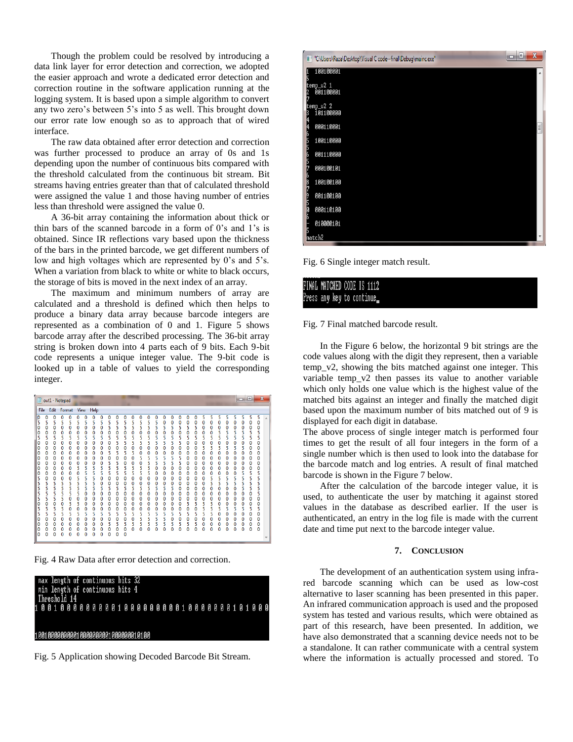Though the problem could be resolved by introducing a data link layer for error detection and correction, we adopted the easier approach and wrote a dedicated error detection and correction routine in the software application running at the logging system. It is based upon a simple algorithm to convert any two zero's between 5's into 5 as well. This brought down our error rate low enough so as to approach that of wired interface.

The raw data obtained after error detection and correction was further processed to produce an array of 0s and 1s depending upon the number of continuous bits compared with the threshold calculated from the continuous bit stream. Bit streams having entries greater than that of calculated threshold were assigned the value 1 and those having number of entries less than threshold were assigned the value 0.

A 36-bit array containing the information about thick or thin bars of the scanned barcode in a form of 0's and 1's is obtained. Since IR reflections vary based upon the thickness of the bars in the printed barcode, we get different numbers of low and high voltages which are represented by 0's and 5's. When a variation from black to white or white to black occurs, the storage of bits is moved in the next index of an array.

The maximum and minimum numbers of array are calculated and a threshold is defined which then helps to produce a binary data array because barcode integers are represented as a combination of 0 and 1. Figure 5 shows barcode array after the described processing. The 36-bit array string is broken down into 4 parts each of 9 bits. Each 9-bit code represents a unique integer value. The 9-bit code is looked up in a table of values to yield the corresponding integer.

Fig. 4 Raw Data after error detection and correction.

Fig. 5 Application showing Decoded Barcode Bit Stream.

Fig. 6 Single integer match result.

Fig. 7 Final matched barcode result.

In the Figure 6 below, the horizontal 9 bit strings are the code values along with the digit they represent, then a variable temp_v2, showing the bits matched against one integer. This variable temp_v2 then passes its value to another variable which only holds one value which is the highest value of the matched bits against an integer and finally the matched digit based upon the maximum number of bits matched out of 9 is displayed for each digit in database.

The above process of single integer match is performed four times to get the result of all four integers in the form of a single number which is then used to look into the database for the barcode match and log entries. A result of final matched barcode is shown in the Figure 7 below.

After the calculation of the barcode integer value, it is used, to authenticate the user by matching it against stored values in the database as described earlier. If the user is authenticated, an entry in the log file is made with the current date and time put next to the barcode integer value.

## 7. Conclusion

The development of an authentication system using infra-red barcode scanning which can be used as low-cost alternative to laser scanning has been presented in this paper. An infrared communication approach is used and the proposed system has tested and various results, which were obtained as part of this research, have been presented. In addition, we have also demonstrated that a scanning device needs not to be a standalone. It can rather communicate with a central system where the information is actually processed and stored. To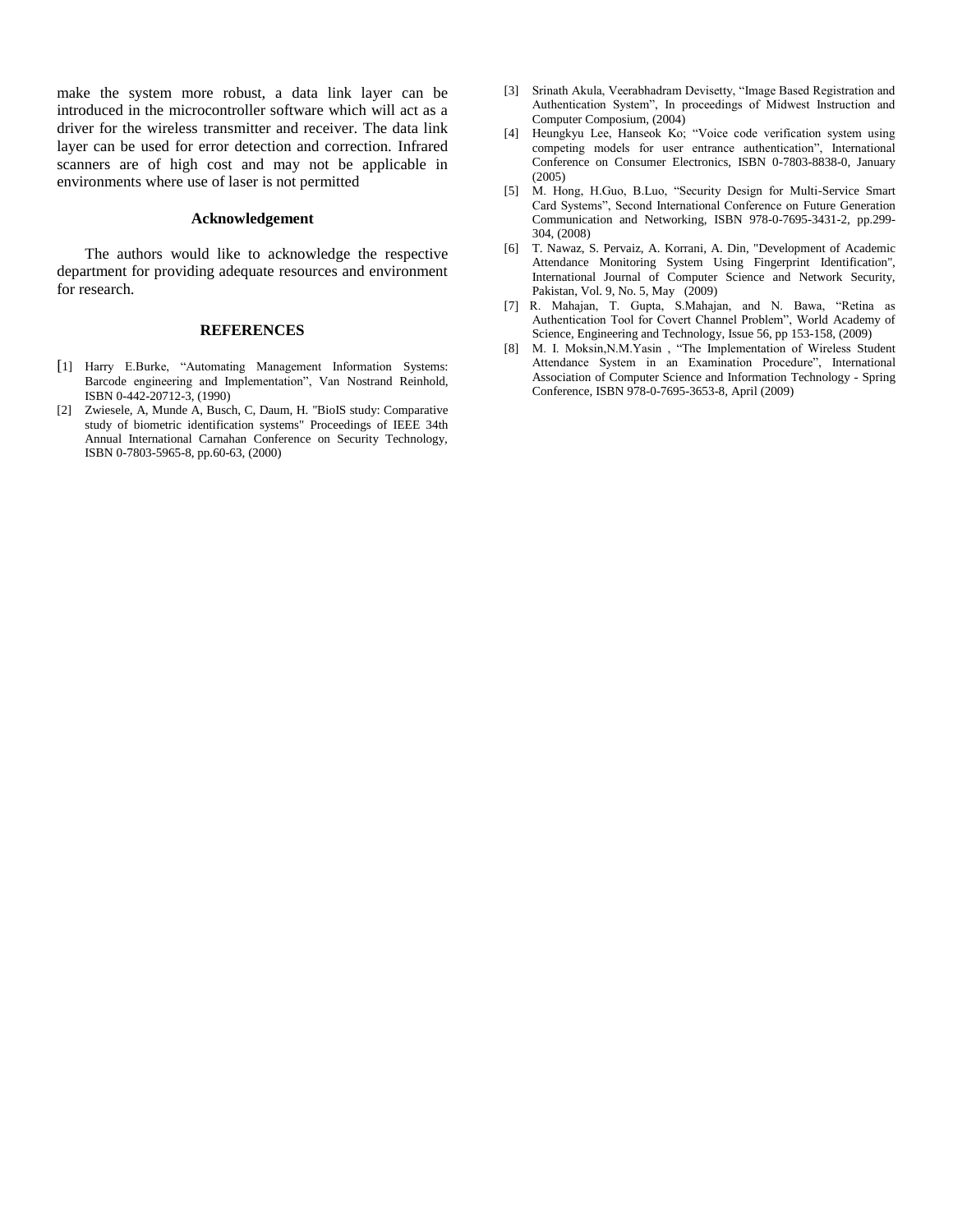make the system more robust, a data link layer can be introduced in the microcontroller software which will act as a driver for the wireless transmitter and receiver. The data link layer can be used for error detection and correction. Infrared scanners are of high cost and may not be applicable in environments where use of laser is not permitted

### Acknowledgement

The authors would like to acknowledge the respective department for providing adequate resources and environment for research.

### REFERENCES

[1] Harry E.Burke, "Automating Management Information Systems: Barcode engineering and Implementation", Van Nostrand Reinhold, ISBN 0-442-20712-3, (1990)

[2] Zwiesele, A, Munde A, Busch, C, Daum, H. "BioIS study: Comparative study of biometric identification systems" Proceedings of IEEE 34th Annual International Carnahan Conference on Security Technology, ISBN 0-7803-5965-8, pp.60-63, (2000)

[3] Srinath Akula, Veerabhadram Devisetty, "Image Based Registration and Authentication System", In proceedings of Midwest Instruction and Computer Composium, (2004)

[4] Heungkyu Lee, Hanseok Ko; "Voice code verification system using competing models for user entrance authentication", International Conference on Consumer Electronics, ISBN 0-7803-8838-0, January (2005)

[5] M. Hong, H.Guo, B.Luo, "Security Design for Multi-Service Smart Card Systems", Second International Conference on Future Generation Communication and Networking, ISBN 978-0-7695-3431-2, pp.299-304, (2008)

[6] T. Nawaz, S. Pervaiz, A. Korrani, A. Din, "Development of Academic Attendance Monitoring System Using Fingerprint Identification", International Journal of Computer Science and Network Security, Pakistan, Vol. 9, No. 5, May (2009)

[7] R. Mahajan, T. Gupta, S.Mahajan, and N. Bawa, "Retina as Authentication Tool for Covert Channel Problem", World Academy of Science, Engineering and Technology, Issue 56, pp 153-158, (2009)

[8] M. I. Moksin,N.M.Yasin , "The Implementation of Wireless Student Attendance System in an Examination Procedure", International Association of Computer Science and Information Technology - Spring Conference, ISBN 978-0-7695-3653-8, April (2009)